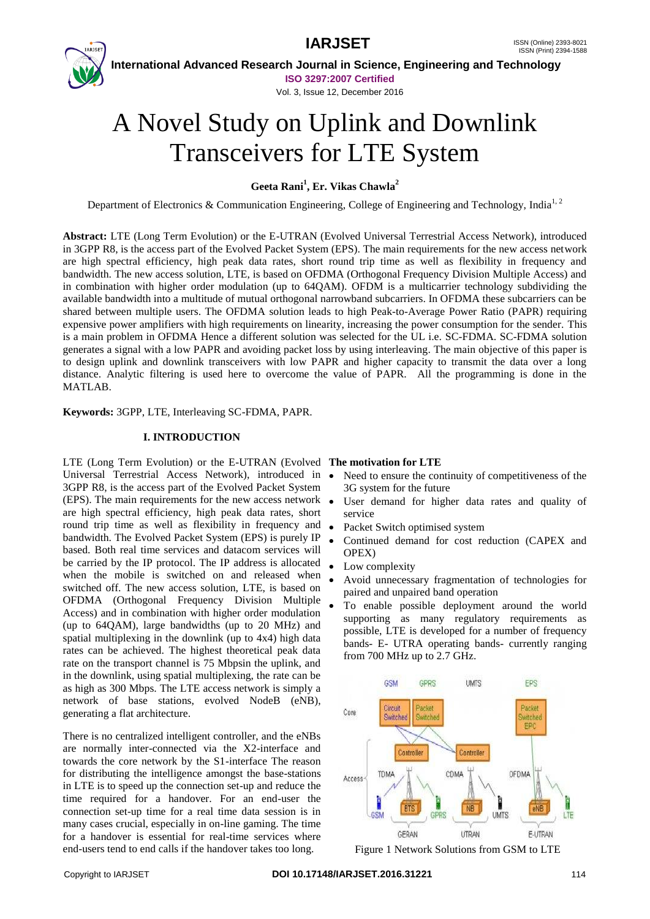# A Novel Study on Uplink and Downlink Transceivers for LTE System

**Geeta Rani[1], Er. Vikas Chawla[2]**

Department of Electronics & Communication Engineering, College of Engineering and Technology, India[1, 2]

**Abstract:** LTE (Long Term Evolution) or the E-UTRAN (Evolved Universal Terrestrial Access Network), introduced in 3GPP R8, is the access part of the Evolved Packet System (EPS). The main requirements for the new access network are high spectral efficiency, high peak data rates, short round trip time as well as flexibility in frequency and bandwidth. The new access solution, LTE, is based on OFDMA (Orthogonal Frequency Division Multiple Access) and in combination with higher order modulation (up to 64QAM). OFDM is a multicarrier technology subdividing the available bandwidth into a multitude of mutual orthogonal narrowband subcarriers. In OFDMA these subcarriers can be shared between multiple users. The OFDMA solution leads to high Peak-to-Average Power Ratio (PAPR) requiring expensive power amplifiers with high requirements on linearity, increasing the power consumption for the sender. This is a main problem in OFDMA Hence a different solution was selected for the UL i.e. SC-FDMA. SC-FDMA solution generates a signal with a low PAPR and avoiding packet loss by using interleaving. The main objective of this paper is to design uplink and downlink transceivers with low PAPR and higher capacity to transmit the data over a long distance. Analytic filtering is used here to overcome the value of PAPR. All the programming is done in the MATLAB.

**Keywords:** 3GPP, LTE, Interleaving SC-FDMA, PAPR.

## I. INTRODUCTION

LTE (Long Term Evolution) or the E-UTRAN (Evolved Universal Terrestrial Access Network), introduced in 3GPP R8, is the access part of the Evolved Packet System (EPS). The main requirements for the new access network are high spectral efficiency, high peak data rates, short round trip time as well as flexibility in frequency and bandwidth. The Evolved Packet System (EPS) is purely IP based. Both real time services and datacom services will be carried by the IP protocol. The IP address is allocated when the mobile is switched on and released when switched off. The new access solution, LTE, is based on OFDMA (Orthogonal Frequency Division Multiple Access) and in combination with higher order modulation (up to 64QAM), large bandwidths (up to 20 MHz) and spatial multiplexing in the downlink (up to 4x4) high data rates can be achieved. The highest theoretical peak data rate on the transport channel is 75 Mbpsin the uplink, and in the downlink, using spatial multiplexing, the rate can be as high as 300 Mbps. The LTE access network is simply a network of base stations, evolved NodeB (eNB), generating a flat architecture.

There is no centralized intelligent controller, and the eNBs are normally inter-connected via the X2-interface and towards the core network by the S1-interface The reason for distributing the intelligence amongst the base-stations in LTE is to speed up the connection set-up and reduce the time required for a handover. For an end-user the connection set-up time for a real time data session is in many cases crucial, especially in on-line gaming. The time for a handover is essential for real-time services where end-users tend to end calls if the handover takes too long.

**The motivation for LTE**

- Need to ensure the continuity of competitiveness of the 3G system for the future
- User demand for higher data rates and quality of service
- Packet Switch optimised system
- Continued demand for cost reduction (CAPEX and OPEX)
- Low complexity
- Avoid unnecessary fragmentation of technologies for paired and unpaired band operation
- To enable possible deployment around the world supporting as many regulatory requirements as possible, LTE is developed for a number of frequency bands- E- UTRA operating bands- currently ranging from 700 MHz up to 2.7 GHz.

Figure 1 Network Solutions from GSM to LTE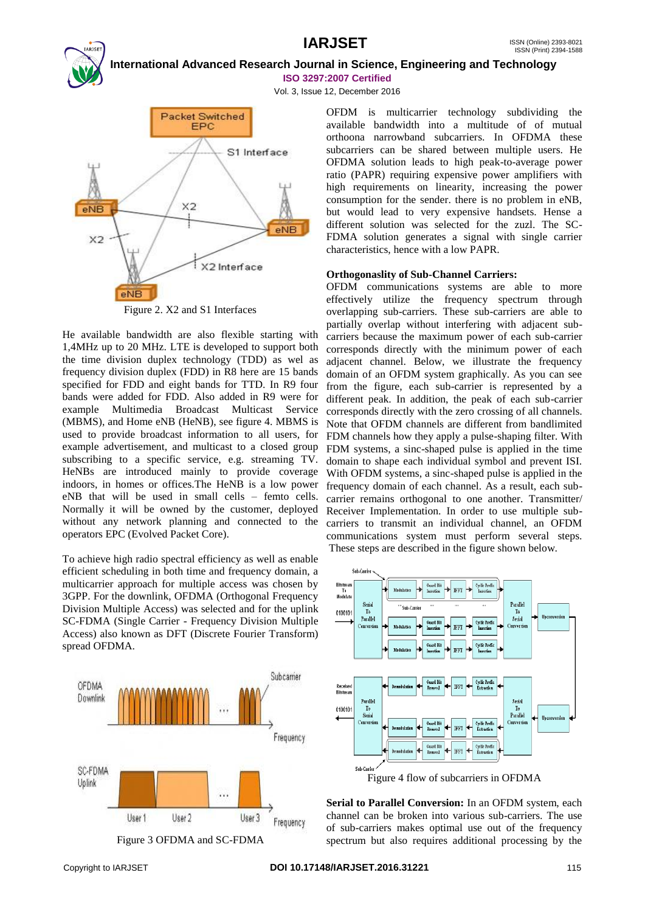Figure 2. X2 and S1 Interfaces

He available bandwidth are also flexible starting with 1,4MHz up to 20 MHz. LTE is developed to support both the time division duplex technology (TDD) as wel as frequency division duplex (FDD) in R8 here are 15 bands specified for FDD and eight bands for TTD. In R9 four bands were added for FDD. Also added in R9 were for example Multimedia Broadcast Multicast Service (MBMS), and Home eNB (HeNB), see figure 4. MBMS is used to provide broadcast information to all users, for example advertisement, and multicast to a closed group subscribing to a specific service, e.g. streaming TV. HeNBs are introduced mainly to provide coverage indoors, in homes or offices.The HeNB is a low power eNB that will be used in small cells – femto cells. Normally it will be owned by the customer, deployed without any network planning and connected to the operators EPC (Evolved Packet Core).

To achieve high radio spectral efficiency as well as enable efficient scheduling in both time and frequency domain, a multicarrier approach for multiple access was chosen by 3GPP. For the downlink, OFDMA (Orthogonal Frequency Division Multiple Access) was selected and for the uplink SC-FDMA (Single Carrier - Frequency Division Multiple Access) also known as DFT (Discrete Fourier Transform) spread OFDMA.

Figure 3 OFDMA and SC-FDMA

OFDM is multicarrier technology subdividing the available bandwidth into a multitude of mutual orthoona narrowband subcarriers. In OFDMA these subcarriers can be shared between multiple users. He OFDMA solution leads to high peak-to-average power ratio (PAPR) requiring expensive power amplifiers with high requirements on linearity, increasing the power consumption for the sender. there is no problem in eNB, but would lead to very expensive handsets. Hense a different solution was selected for the zuzl. The SC-FDMA solution generates a signal with single carrier characteristics, hence with a low PAPR.

**Orthogonaslity of Sub-Channel Carriers:**
OFDM communications systems are able to more effectively utilize the frequency spectrum through overlapping sub-carriers. These sub-carriers are able to partially overlap without interfering with adjacent sub-carriers because the maximum power of each sub-carrier corresponds directly with the minimum power of each adjacent channel. Below, we illustrate the frequency domain of an OFDM system graphically. As you can see from the figure, each sub-carrier is represented by a different peak. In addition, the peak of each sub-carrier corresponds directly with the zero crossing of all channels. Note that OFDM channels are different from bandlimited FDM channels how they apply a pulse-shaping filter. With FDM systems, a sinc-shaped pulse is applied in the time domain to shape each individual symbol and prevent ISI. With OFDM systems, a sinc-shaped pulse is applied in the frequency domain of each channel. As a result, each sub-carrier remains orthogonal to one another. Transmitter/ Receiver Implementation. In order to use multiple sub-carriers to transmit an individual channel, an OFDM communications system must perform several steps. These steps are described in the figure shown below.

Figure 4 flow of subcarriers in OFDMA

**Serial to Parallel Conversion:** In an OFDM system, each channel can be broken into various sub-carriers. The use of sub-carriers makes optimal use out of the frequency spectrum but also requires additional processing by the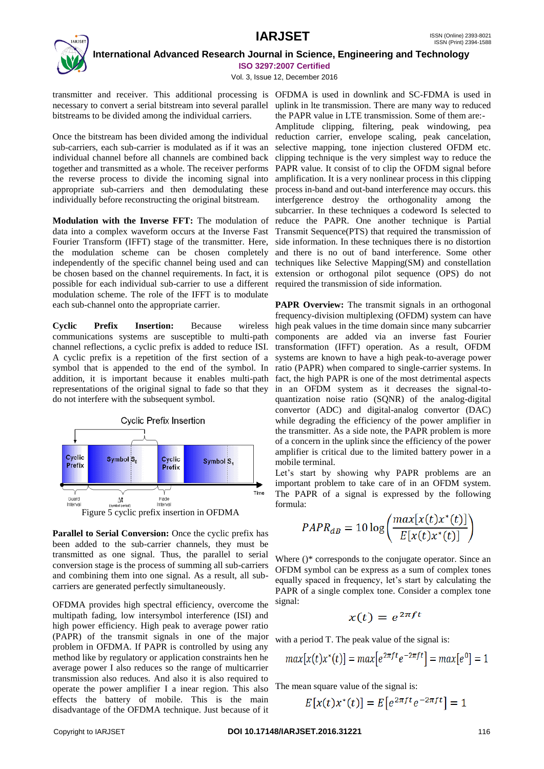transmitter and receiver. This additional processing is necessary to convert a serial bitstream into several parallel bitstreams to be divided among the individual carriers.

Once the bitstream has been divided among the individual sub-carriers, each sub-carrier is modulated as if it was an individual channel before all channels are combined back together and transmitted as a whole. The receiver performs the reverse process to divide the incoming signal into appropriate sub-carriers and then demodulating these individually before reconstructing the original bitstream.

**Modulation with the Inverse FFT:** The modulation of data into a complex waveform occurs at the Inverse Fast Fourier Transform (IFFT) stage of the transmitter. Here, the modulation scheme can be chosen completely independently of the specific channel being used and can be chosen based on the channel requirements. In fact, it is possible for each individual sub-carrier to use a different modulation scheme. The role of the IFFT is to modulate each sub-channel onto the appropriate carrier.

**Cyclic Prefix Insertion:** Because wireless communications systems are susceptible to multi-path channel reflections, a cyclic prefix is added to reduce ISI. A cyclic prefix is a repetition of the first section of a symbol that is appended to the end of the symbol. In addition, it is important because it enables multi-path representations of the original signal to fade so that they do not interfere with the subsequent symbol.

Figure 5 cyclic prefix insertion in OFDMA

**Parallel to Serial Conversion:** Once the cyclic prefix has been added to the sub-carrier channels, they must be transmitted as one signal. Thus, the parallel to serial conversion stage is the process of summing all sub-carriers and combining them into one signal. As a result, all sub-carriers are generated perfectly simultaneously.

OFDMA provides high spectral efficiency, overcome the multipath fading, low intersymbol interference (ISI) and high power efficiency. High peak to average power ratio (PAPR) of the transmit signals in one of the major problem in OFDMA. If PAPR is controlled by using any method like by regulatory or application constraints hen he average power I also reduces so the range of multicarrier transmission also reduces. And also it is also required to operate the power amplifier I a inear region. This also effects the battery of mobile. This is the main disadvantage of the OFDMA technique. Just because of it OFDMA is used in downlink and SC-FDMA is used in uplink in lte transmission. There are many way to reduced the PAPR value in LTE transmission. Some of them are:- Amplitude clipping, filtering, peak windowing, pea reduction carrier, envelope scaling, peak cancelation, selective mapping, tone injection clustered OFDM etc. clipping technique is the very simplest way to reduce the PAPR value. It consist of to clip the OFDM signal before amplification. It is a very nonlinear process in this clipping process in-band and out-band interference may occurs. this interfgerence destroy the orthogonality among the subcarrier. In these techniques a codeword Is selected to reduce the PAPR. One another technique is Partial Transmit Sequence(PTS) that required the transmission of side information. In these techniques there is no distortion and there is no out of band interference. Some other techniques like Selective Mapping(SM) and constellation extension or orthogonal pilot sequence (OPS) do not required the transmission of side information.

**PAPR Overview:** The transmit signals in an orthogonal frequency-division multiplexing (OFDM) system can have high peak values in the time domain since many subcarrier components are added via an inverse fast Fourier transformation (IFFT) operation. As a result, OFDM systems are known to have a high peak-to-average power ratio (PAPR) when compared to single-carrier systems. In fact, the high PAPR is one of the most detrimental aspects in an OFDM system as it decreases the signal-to-quantization noise ratio (SQNR) of the analog-digital convertor (ADC) and digital-analog convertor (DAC) while degrading the efficiency of the power amplifier in the transmitter. As a side note, the PAPR problem is more of a concern in the uplink since the efficiency of the power amplifier is critical due to the limited battery power in a mobile terminal.

Let's start by showing why PAPR problems are an important problem to take care of in an OFDM system. The PAPR of a signal is expressed by the following formula:

$$PAPR_{dB} = 10\log\left(\frac{max[x(t)x^*(t)]}{E[x(t)x^*(t)]}\right)$$

Where ()* corresponds to the conjugate operator. Since an OFDM symbol can be express as a sum of complex tones equally spaced in frequency, let's start by calculating the PAPR of a single complex tone. Consider a complex tone signal:

$$x(t) = e^{2\pi f t}$$

with a period T. The peak value of the signal is:

$$max[x(t)x^*(t)] = max[e^{2\pi f t}e^{-2\pi f t}] = max[e^0] = 1$$

The mean square value of the signal is:

$$E[x(t)x^*(t)] = E[e^{2\pi f t}e^{-2\pi f t}] = 1$$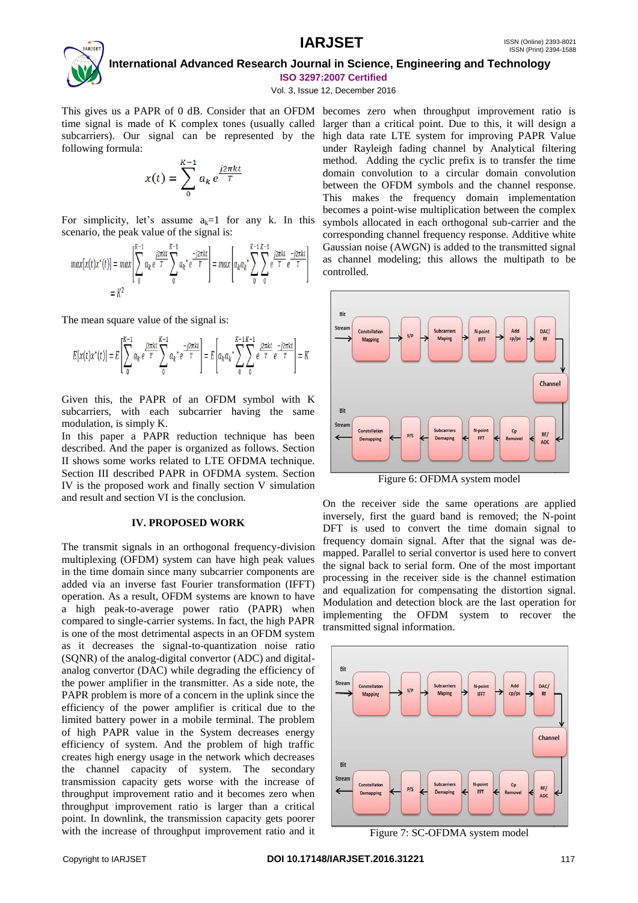This gives us a PAPR of 0 dB. Consider that an OFDM time signal is made of K complex tones (usually called subcarriers). Our signal can be represented by the following formula:

$$x(t) = \sum_{0}^{K-1} a_k e^{\frac{j2\pi kt}{T}}$$

For simplicity, let's assume $a_k$=1 for any k. In this scenario, the peak value of the signal is:

$$max[x(t)x^*(t)] = max\left[\sum_{0}^{K-1} a_k e^{\frac{j2\pi kt}{T}} \sum_{0}^{K-1} a_k^* e^{\frac{-j2\pi kt}{T}}\right] = max\left[a_k a_k^* \sum_{0}^{K-1}\sum_{0}^{K-1} e^{\frac{j2\pi kt}{T}} e^{\frac{-j2\pi kt}{T}}\right]$$
$$= K^2$$

The mean square value of the signal is:

$$E[x(t)x^*(t)] = E\left[\sum_{0}^{K-1} a_k e^{\frac{j2\pi kt}{T}} \sum_{0}^{K-1} a_k^* e^{\frac{-j2\pi kt}{T}}\right] = E\left[a_k a_k^* \sum_{0}^{K-1}\sum_{0}^{K-1} e^{\frac{j2\pi kt}{T}} e^{\frac{-j2\pi kt}{T}}\right] = K$$

Given this, the PAPR of an OFDM symbol with K subcarriers, with each subcarrier having the same modulation, is simply K.

In this paper a PAPR reduction technique has been described. And the paper is organized as follows. Section II shows some works related to LTE OFDMA technique. Section III described PAPR in OFDMA system. Section IV is the proposed work and finally section V simulation and result and section VI is the conclusion.

## IV. PROPOSED WORK

The transmit signals in an orthogonal frequency-division multiplexing (OFDM) system can have high peak values in the time domain since many subcarrier components are added via an inverse fast Fourier transformation (IFFT) operation. As a result, OFDM systems are known to have a high peak-to-average power ratio (PAPR) when compared to single-carrier systems. In fact, the high PAPR is one of the most detrimental aspects in an OFDM system as it decreases the signal-to-quantization noise ratio (SQNR) of the analog-digital convertor (ADC) and digital-analog convertor (DAC) while degrading the efficiency of the power amplifier in the transmitter. As a side note, the PAPR problem is more of a concern in the uplink since the efficiency of the power amplifier is critical due to the limited battery power in a mobile terminal. The problem of high PAPR value in the System decreases energy efficiency of system. And the problem of high traffic creates high energy usage in the network which decreases the channel capacity of system. The secondary transmission capacity gets worse with the increase of throughput improvement ratio and it becomes zero when throughput improvement ratio is larger than a critical point. In downlink, the transmission capacity gets poorer with the increase of throughput improvement ratio and it becomes zero when throughput improvement ratio is larger than a critical point. Due to this, it will design a high data rate LTE system for improving PAPR Value under Rayleigh fading channel by Analytical filtering method. Adding the cyclic prefix is to transfer the time domain convolution to a circular domain convolution between the OFDM symbols and the channel response. This makes the frequency domain implementation becomes a point-wise multiplication between the complex symbols allocated in each orthogonal sub-carrier and the corresponding channel frequency response. Additive white Gaussian noise (AWGN) is added to the transmitted signal as channel modeling; this allows the multipath to be controlled.

Figure 6: OFDMA system model

On the receiver side the same operations are applied inversely, first the guard band is removed; the N-point DFT is used to convert the time domain signal to frequency domain signal. After that the signal was de-mapped. Parallel to serial convertor is used here to convert the signal back to serial form. One of the most important processing in the receiver side is the channel estimation and equalization for compensating the distortion signal. Modulation and detection block are the last operation for implementing the OFDM system to recover the transmitted signal information.

Figure 7: SC-OFDMA system model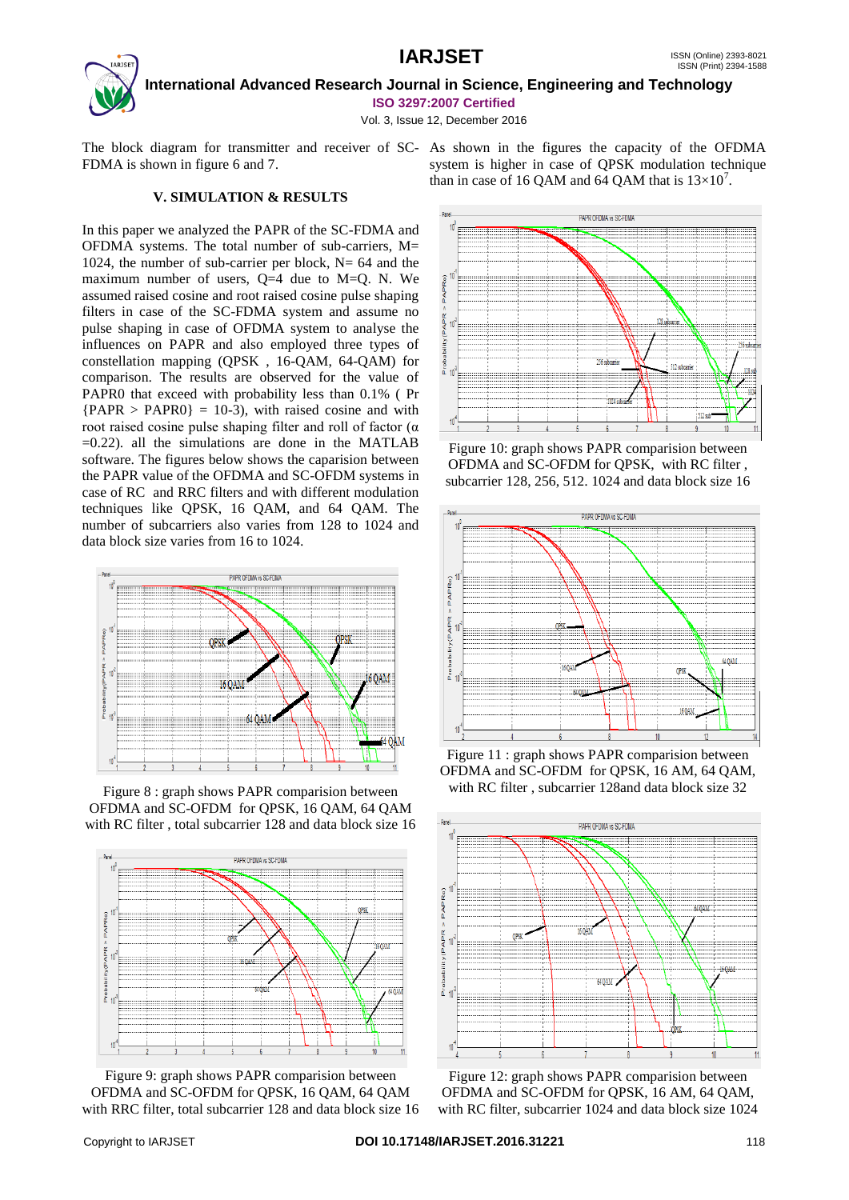The block diagram for transmitter and receiver of SC-FDMA is shown in figure 6 and 7.

## V. SIMULATION & RESULTS

In this paper we analyzed the PAPR of the SC-FDMA and OFDMA systems. The total number of sub-carriers, M= 1024, the number of sub-carrier per block, N= 64 and the maximum number of users, Q=4 due to M=Q. N. We assumed raised cosine and root raised cosine pulse shaping filters in case of the SC-FDMA system and assume no pulse shaping in case of OFDMA system to analyse the influences on PAPR and also employed three types of constellation mapping (QPSK , 16-QAM, 64-QAM) for comparison. The results are observed for the value of PAPR0 that exceed with probability less than 0.1% ( Pr {PAPR > PAPR0} = 10-3), with raised cosine and with root raised cosine pulse shaping filter and roll of factor (α =0.22). all the simulations are done in the MATLAB software. The figures below shows the caparision between the PAPR value of the OFDMA and SC-OFDM systems in case of RC and RRC filters and with different modulation techniques like QPSK, 16 QAM, and 64 QAM. The number of subcarriers also varies from 128 to 1024 and data block size varies from 16 to 1024.

Figure 8 : graph shows PAPR comparision between OFDMA and SC-OFDM for QPSK, 16 QAM, 64 QAM with RC filter , total subcarrier 128 and data block size 16

Figure 9: graph shows PAPR comparision between OFDMA and SC-OFDM for QPSK, 16 QAM, 64 QAM with RRC filter, total subcarrier 128 and data block size 16

As shown in the figures the capacity of the OFDMA system is higher in case of QPSK modulation technique than in case of 16 QAM and 64 QAM that is $13\times10^{7}$.

Figure 10: graph shows PAPR comparision between OFDMA and SC-OFDM for QPSK, with RC filter , subcarrier 128, 256, 512. 1024 and data block size 16

Figure 11 : graph shows PAPR comparision between OFDMA and SC-OFDM for QPSK, 16 AM, 64 QAM, with RC filter , subcarrier 128and data block size 32

Figure 12: graph shows PAPR comparision between OFDMA and SC-OFDM for QPSK, 16 AM, 64 QAM, with RC filter, subcarrier 1024 and data block size 1024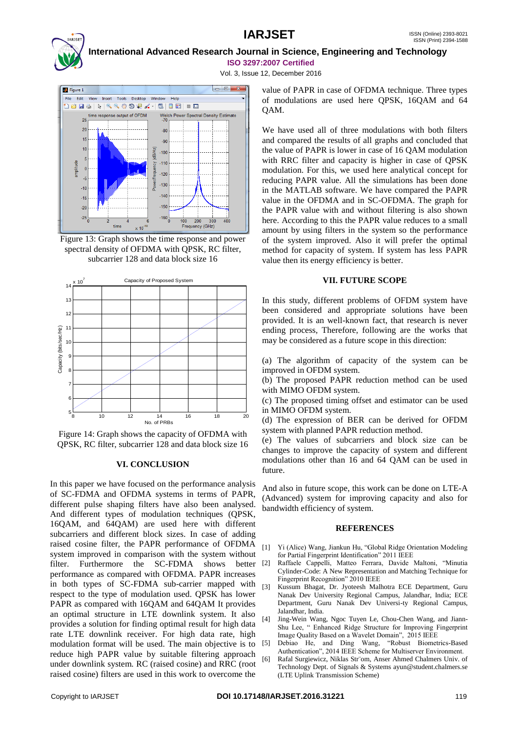Figure 13: Graph shows the time response and power spectral density of OFDMA with QPSK, RC filter, subcarrier 128 and data block size 16

Figure 14: Graph shows the capacity of OFDMA with QPSK, RC filter, subcarrier 128 and data block size 16

## VI. CONCLUSION

In this paper we have focused on the performance analysis of SC-FDMA and OFDMA systems in terms of PAPR, different pulse shaping filters have also been analysed. And different types of modulation techniques (QPSK, 16QAM, and 64QAM) are used here with different subcarriers and different block sizes. In case of adding raised cosine filter, the PAPR performance of OFDMA system improved in comparison with the system without filter. Furthermore the SC-FDMA shows better performance as compared with OFDMA. PAPR increases in both types of SC-FDMA sub-carrier mapped with respect to the type of modulation used. QPSK has lower PAPR as compared with 16QAM and 64QAM It provides an optimal structure in LTE downlink system. It also provides a solution for finding optimal result for high data rate LTE downlink receiver. For high data rate, high modulation format will be used. The main objective is to reduce high PAPR value by suitable filtering approach under downlink system. RC (raised cosine) and RRC (root raised cosine) filters are used in this work to overcome the value of PAPR in case of OFDMA technique. Three types of modulations are used here QPSK, 16QAM and 64 QAM.

We have used all of three modulations with both filters and compared the results of all graphs and concluded that the value of PAPR is lower in case of 16 QAM modulation with RRC filter and capacity is higher in case of QPSK modulation. For this, we used here analytical concept for reducing PAPR value. All the simulations has been done in the MATLAB software. We have compared the PAPR value in the OFDMA and in SC-OFDMA. The graph for the PAPR value with and without filtering is also shown here. According to this the PAPR value reduces to a small amount by using filters in the system so the performance of the system improved. Also it will prefer the optimal method for capacity of system. If system has less PAPR value then its energy efficiency is better.

## VII. FUTURE SCOPE

In this study, different problems of OFDM system have been considered and appropriate solutions have been provided. It is an well-known fact, that research is never ending process, Therefore, following are the works that may be considered as a future scope in this direction:

(a) The algorithm of capacity of the system can be improved in OFDM system.
(b) The proposed PAPR reduction method can be used with MIMO OFDM system.
(c) The proposed timing offset and estimator can be used in MIMO OFDM system.
(d) The expression of BER can be derived for OFDM system with planned PAPR reduction method.
(e) The values of subcarriers and block size can be changes to improve the capacity of system and different modulations other than 16 and 64 QAM can be used in future.

And also in future scope, this work can be done on LTE-A (Advanced) system for improving capacity and also for bandwidth efficiency of system.

## REFERENCES

[1] Yi (Alice) Wang, Jiankun Hu, "Global Ridge Orientation Modeling for Partial Fingerprint Identification" 2011 IEEE
[2] Raffaele Cappelli, Matteo Ferrara, Davide Maltoni, "Minutia Cylinder-Code: A New Representation and Matching Technique for Fingerprint Recognition" 2010 IEEE
[3] Kussum Bhagat, Dr. Jyoteesh Malhotra ECE Department, Guru Nanak Dev University Regional Campus, Jalandhar, India; ECE Department, Guru Nanak Dev Universi-ty Regional Campus, Jalandhar, India.
[4] Jing-Wein Wang, Ngoc Tuyen Le, Chou-Chen Wang, and Jiann-Shu Lee, " Enhanced Ridge Structure for Improving Fingerprint Image Quality Based on a Wavelet Domain", 2015 IEEE
[5] Debiao He, and Ding Wang, "Robust Biometrics-Based Authentication", 2014 IEEE Scheme for Multiserver Environment.
[6] Rafal Surgiewicz, Niklas Str¨om, Anser Ahmed Chalmers Univ. of Technology Dept. of Signals & Systems ayun@student.chalmers.se (LTE Uplink Transmission Scheme)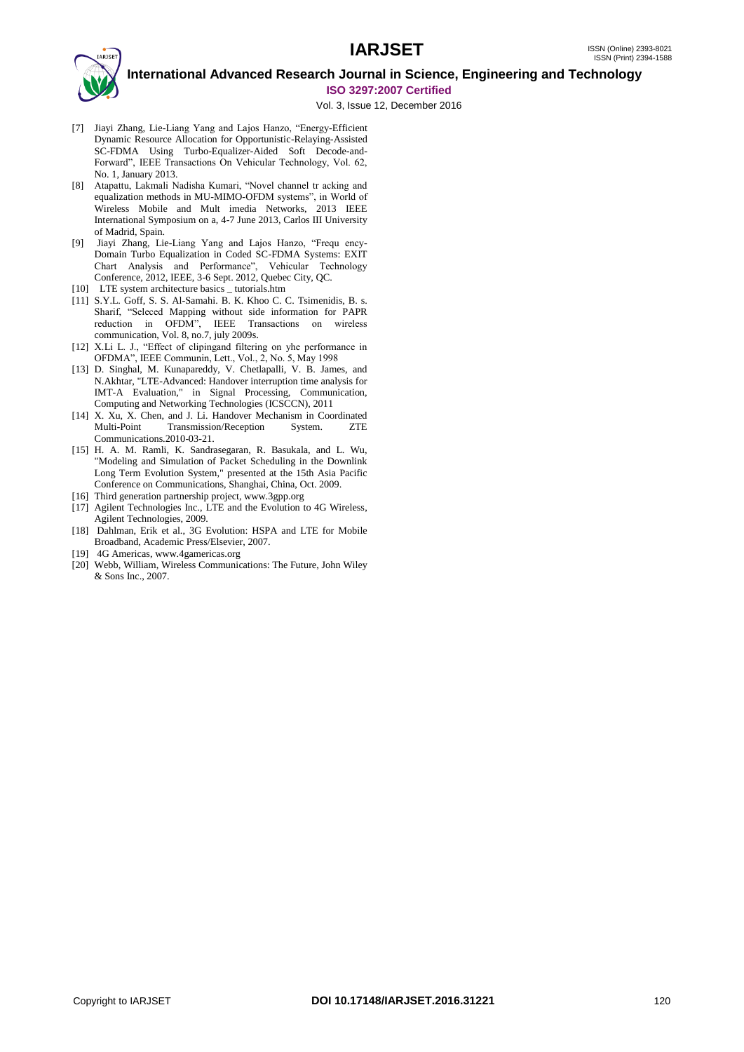[7] Jiayi Zhang, Lie-Liang Yang and Lajos Hanzo, "Energy-Efficient Dynamic Resource Allocation for Opportunistic-Relaying-Assisted SC-FDMA Using Turbo-Equalizer-Aided Soft Decode-and-Forward", IEEE Transactions On Vehicular Technology, Vol. 62, No. 1, January 2013.

[8] Atapattu, Lakmali Nadisha Kumari, "Novel channel tr acking and equalization methods in MU-MIMO-OFDM systems", in World of Wireless Mobile and Mult imedia Networks, 2013 IEEE International Symposium on a, 4-7 June 2013, Carlos III University of Madrid, Spain.

[9] Jiayi Zhang, Lie-Liang Yang and Lajos Hanzo, "Frequ ency-Domain Turbo Equalization in Coded SC-FDMA Systems: EXIT Chart Analysis and Performance", Vehicular Technology Conference, 2012, IEEE, 3-6 Sept. 2012, Quebec City, QC.

[10] LTE system architecture basics _ tutorials.htm

[11] S.Y.L. Goff, S. S. Al-Samahi. B. K. Khoo C. C. Tsimenidis, B. s. Sharif, "Seleced Mapping without side information for PAPR reduction in OFDM", IEEE Transactions on wireless communication, Vol. 8, no.7, july 2009s.

[12] X.Li L. J., "Effect of clipingand filtering on yhe performance in OFDMA", IEEE Communin, Lett., Vol., 2, No. 5, May 1998

[13] D. Singhal, M. Kunapareddy, V. Chetlapalli, V. B. James, and N.Akhtar, "LTE-Advanced: Handover interruption time analysis for IMT-A Evaluation," in Signal Processing, Communication, Computing and Networking Technologies (ICSCCN), 2011

[14] X. Xu, X. Chen, and J. Li. Handover Mechanism in Coordinated Multi-Point Transmission/Reception System. ZTE Communications.2010-03-21.

[15] H. A. M. Ramli, K. Sandrasegaran, R. Basukala, and L. Wu, "Modeling and Simulation of Packet Scheduling in the Downlink Long Term Evolution System," presented at the 15th Asia Pacific Conference on Communications, Shanghai, China, Oct. 2009.

[16] Third generation partnership project, www.3gpp.org

[17] Agilent Technologies Inc., LTE and the Evolution to 4G Wireless, Agilent Technologies, 2009.

[18] Dahlman, Erik et al., 3G Evolution: HSPA and LTE for Mobile Broadband, Academic Press/Elsevier, 2007.

[19] 4G Americas, www.4gamericas.org

[20] Webb, William, Wireless Communications: The Future, John Wiley & Sons Inc., 2007.